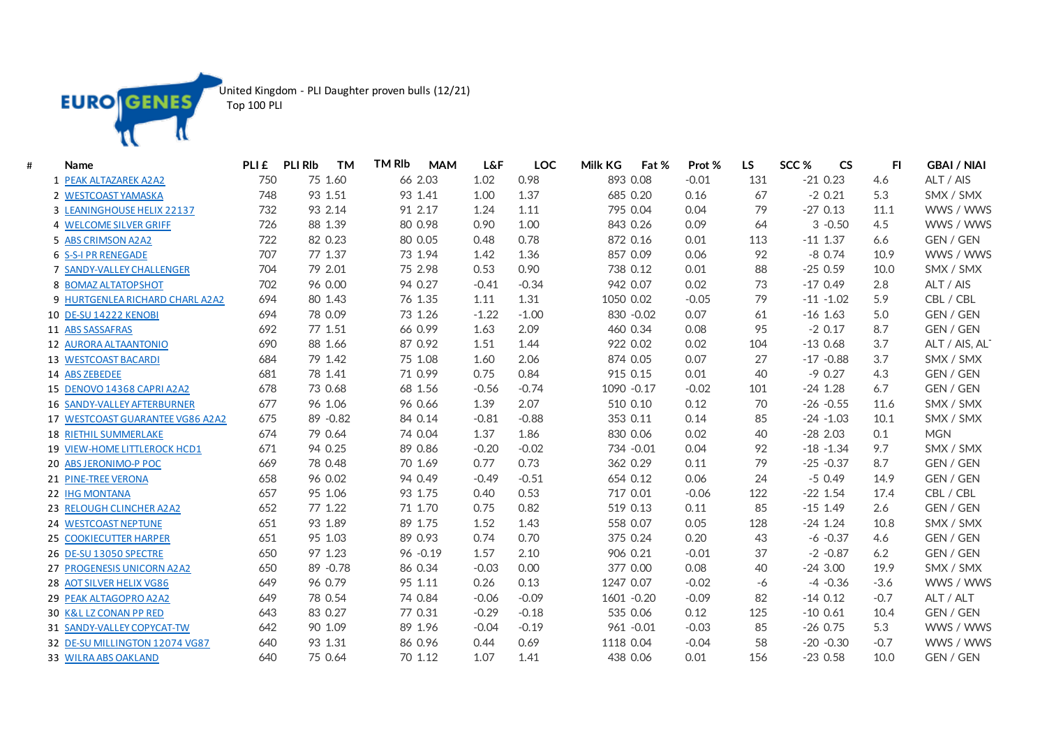EURO GENES

United Kingdom - PLI Daughter proven bulls (12/21)
Top 100 PLI

| # | Name | PLI £ | PLI Rlb | TM | TM Rlb | MAM | L&F | LOC | Milk KG | Fat % | Prot % | LS | SCC % | CS | FI | GBAI / NIAI |
|---|---|---|---|---|---|---|---|---|---|---|---|---|---|---|---|---|
| 1 | PEAK ALTAZAREK A2A2 | 750 | 75 | 1.60 | 66 | 2.03 | 1.02 | 0.98 | 893 | 0.08 | -0.01 | 131 | -21 | 0.23 | 4.6 | ALT / AIS |
| 2 | WESTCOAST YAMASKA | 748 | 93 | 1.51 | 93 | 1.41 | 1.00 | 1.37 | 685 | 0.20 | 0.16 | 67 | -2 | 0.21 | 5.3 | SMX / SMX |
| 3 | LEANINGHOUSE HELIX 22137 | 732 | 93 | 2.14 | 91 | 2.17 | 1.24 | 1.11 | 795 | 0.04 | 0.04 | 79 | -27 | 0.13 | 11.1 | WWS / WWS |
| 4 | WELCOME SILVER GRIFF | 726 | 88 | 1.39 | 80 | 0.98 | 0.90 | 1.00 | 843 | 0.26 | 0.09 | 64 | 3 | -0.50 | 4.5 | WWS / WWS |
| 5 | ABS CRIMSON A2A2 | 722 | 82 | 0.23 | 80 | 0.05 | 0.48 | 0.78 | 872 | 0.16 | 0.01 | 113 | -11 | 1.37 | 6.6 | GEN / GEN |
| 6 | S-S-I PR RENEGADE | 707 | 77 | 1.37 | 73 | 1.94 | 1.42 | 1.36 | 857 | 0.09 | 0.06 | 92 | -8 | 0.74 | 10.9 | WWS / WWS |
| 7 | SANDY-VALLEY CHALLENGER | 704 | 79 | 2.01 | 75 | 2.98 | 0.53 | 0.90 | 738 | 0.12 | 0.01 | 88 | -25 | 0.59 | 10.0 | SMX / SMX |
| 8 | BOMAZ ALTATOPSHOT | 702 | 96 | 0.00 | 94 | 0.27 | -0.41 | -0.34 | 942 | 0.07 | 0.02 | 73 | -17 | 0.49 | 2.8 | ALT / AIS |
| 9 | HURTGENLEA RICHARD CHARL A2A2 | 694 | 80 | 1.43 | 76 | 1.35 | 1.11 | 1.31 | 1050 | 0.02 | -0.05 | 79 | -11 | -1.02 | 5.9 | CBL / CBL |
| 10 | DE-SU 14222 KENOBI | 694 | 78 | 0.09 | 73 | 1.26 | -1.22 | -1.00 | 830 | -0.02 | 0.07 | 61 | -16 | 1.63 | 5.0 | GEN / GEN |
| 11 | ABS SASSAFRAS | 692 | 77 | 1.51 | 66 | 0.99 | 1.63 | 2.09 | 460 | 0.34 | 0.08 | 95 | -2 | 0.17 | 8.7 | GEN / GEN |
| 12 | AURORA ALTAANTONIO | 690 | 88 | 1.66 | 87 | 0.92 | 1.51 | 1.44 | 922 | 0.02 | 0.02 | 104 | -13 | 0.68 | 3.7 | ALT / AIS, AL |
| 13 | WESTCOAST BACARDI | 684 | 79 | 1.42 | 75 | 1.08 | 1.60 | 2.06 | 874 | 0.05 | 0.07 | 27 | -17 | -0.88 | 3.7 | SMX / SMX |
| 14 | ABS ZEBEDEE | 681 | 78 | 1.41 | 71 | 0.99 | 0.75 | 0.84 | 915 | 0.15 | 0.01 | 40 | -9 | 0.27 | 4.3 | GEN / GEN |
| 15 | DENOVO 14368 CAPRI A2A2 | 678 | 73 | 0.68 | 68 | 1.56 | -0.56 | -0.74 | 1090 | -0.17 | -0.02 | 101 | -24 | 1.28 | 6.7 | GEN / GEN |
| 16 | SANDY-VALLEY AFTERBURNER | 677 | 96 | 1.06 | 96 | 0.66 | 1.39 | 2.07 | 510 | 0.10 | 0.12 | 70 | -26 | -0.55 | 11.6 | SMX / SMX |
| 17 | WESTCOAST GUARANTEE VG86 A2A2 | 675 | 89 | -0.82 | 84 | 0.14 | -0.81 | -0.88 | 353 | 0.11 | 0.14 | 85 | -24 | -1.03 | 10.1 | SMX / SMX |
| 18 | RIETHIL SUMMERLAKE | 674 | 79 | 0.64 | 74 | 0.04 | 1.37 | 1.86 | 830 | 0.06 | 0.02 | 40 | -28 | 2.03 | 0.1 | MGN |
| 19 | VIEW-HOME LITTLEROCK HCD1 | 671 | 94 | 0.25 | 89 | 0.86 | -0.20 | -0.02 | 734 | -0.01 | 0.04 | 92 | -18 | -1.34 | 9.7 | SMX / SMX |
| 20 | ABS JERONIMO-P POC | 669 | 78 | 0.48 | 70 | 1.69 | 0.77 | 0.73 | 362 | 0.29 | 0.11 | 79 | -25 | -0.37 | 8.7 | GEN / GEN |
| 21 | PINE-TREE VERONA | 658 | 96 | 0.02 | 94 | 0.49 | -0.49 | -0.51 | 654 | 0.12 | 0.06 | 24 | -5 | 0.49 | 14.9 | GEN / GEN |
| 22 | IHG MONTANA | 657 | 95 | 1.06 | 93 | 1.75 | 0.40 | 0.53 | 717 | 0.01 | -0.06 | 122 | -22 | 1.54 | 17.4 | CBL / CBL |
| 23 | RELOUGH CLINCHER A2A2 | 652 | 77 | 1.22 | 71 | 1.70 | 0.75 | 0.82 | 519 | 0.13 | 0.11 | 85 | -15 | 1.49 | 2.6 | GEN / GEN |
| 24 | WESTCOAST NEPTUNE | 651 | 93 | 1.89 | 89 | 1.75 | 1.52 | 1.43 | 558 | 0.07 | 0.05 | 128 | -24 | 1.24 | 10.8 | SMX / SMX |
| 25 | COOKIECUTTER HARPER | 651 | 95 | 1.03 | 89 | 0.93 | 0.74 | 0.70 | 375 | 0.24 | 0.20 | 43 | -6 | -0.37 | 4.6 | GEN / GEN |
| 26 | DE-SU 13050 SPECTRE | 650 | 97 | 1.23 | 96 | -0.19 | 1.57 | 2.10 | 906 | 0.21 | -0.01 | 37 | -2 | -0.87 | 6.2 | GEN / GEN |
| 27 | PROGENESIS UNICORN A2A2 | 650 | 89 | -0.78 | 86 | 0.34 | -0.03 | 0.00 | 377 | 0.00 | 0.08 | 40 | -24 | 3.00 | 19.9 | SMX / SMX |
| 28 | AOT SILVER HELIX VG86 | 649 | 96 | 0.79 | 95 | 1.11 | 0.26 | 0.13 | 1247 | 0.07 | -0.02 | -6 | -4 | -0.36 | -3.6 | WWS / WWS |
| 29 | PEAK ALTAGOPRO A2A2 | 649 | 78 | 0.54 | 74 | 0.84 | -0.06 | -0.09 | 1601 | -0.20 | -0.09 | 82 | -14 | 0.12 | -0.7 | ALT / ALT |
| 30 | K&L LZ CONAN PP RED | 643 | 83 | 0.27 | 77 | 0.31 | -0.29 | -0.18 | 535 | 0.06 | 0.12 | 125 | -10 | 0.61 | 10.4 | GEN / GEN |
| 31 | SANDY-VALLEY COPYCAT-TW | 642 | 90 | 1.09 | 89 | 1.96 | -0.04 | -0.19 | 961 | -0.01 | -0.03 | 85 | -26 | 0.75 | 5.3 | WWS / WWS |
| 32 | DE-SU MILLINGTON 12074 VG87 | 640 | 93 | 1.31 | 86 | 0.96 | 0.44 | 0.69 | 1118 | 0.04 | -0.04 | 58 | -20 | -0.30 | -0.7 | WWS / WWS |
| 33 | WILRA ABS OAKLAND | 640 | 75 | 0.64 | 70 | 1.12 | 1.07 | 1.41 | 438 | 0.06 | 0.01 | 156 | -23 | 0.58 | 10.0 | GEN / GEN |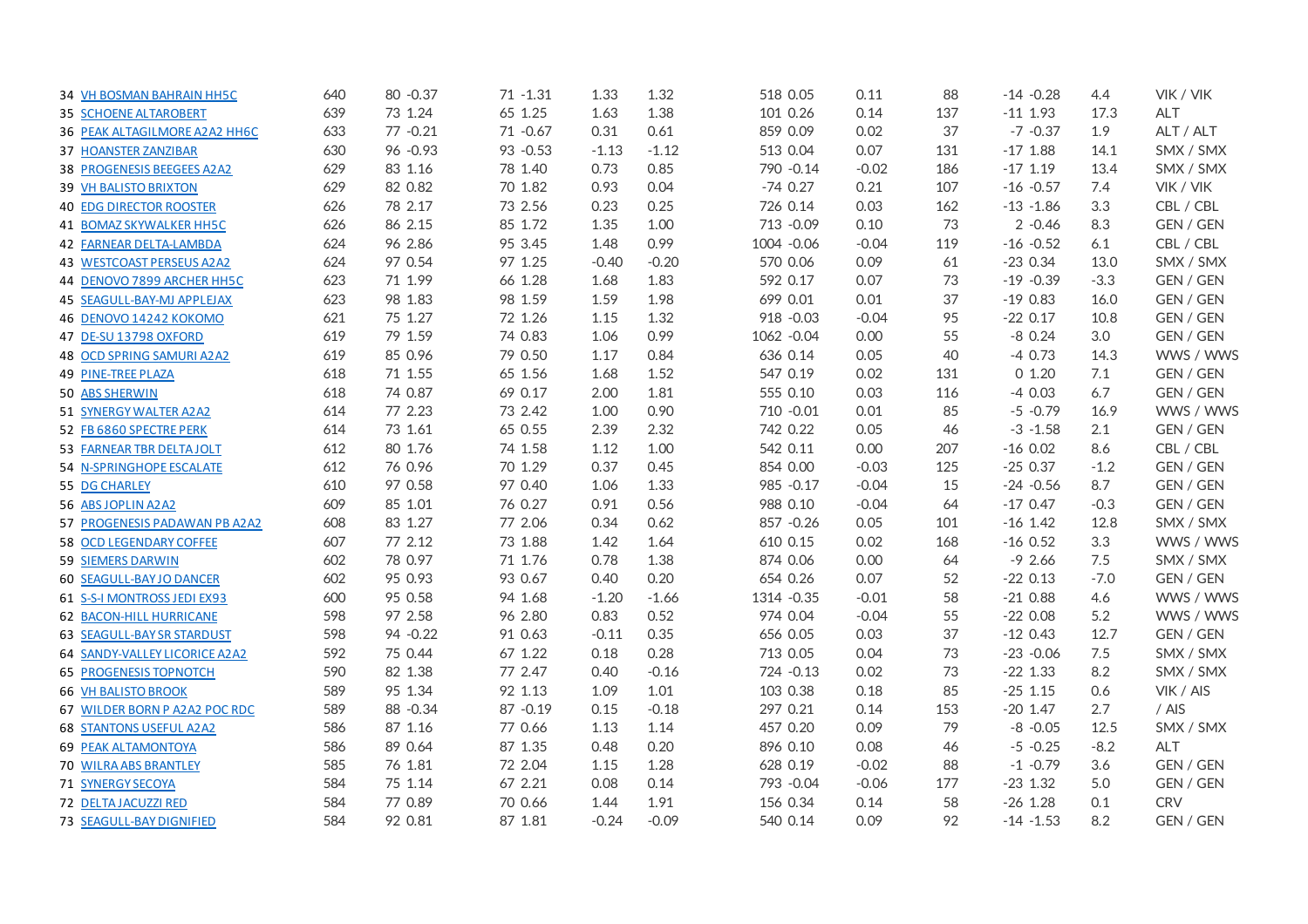| | | | | | | | | | | | | | | | | |
|---|---|---|---|---|---|---|---|---|---|---|---|---|---|---|---|---|
| 34 | VH BOSMAN BAHRAIN HH5C | 640 | 80 | -0.37 | 71 | -1.31 | 1.33 | 1.32 | 518 | 0.05 | 0.11 | 88 | -14 | -0.28 | 4.4 | VIK / VIK |
| 35 | SCHOENE ALTAROBERT | 639 | 73 | 1.24 | 65 | 1.25 | 1.63 | 1.38 | 101 | 0.26 | 0.14 | 137 | -11 | 1.93 | 17.3 | ALT |
| 36 | PEAK ALTAGILMORE A2A2 HH6C | 633 | 77 | -0.21 | 71 | -0.67 | 0.31 | 0.61 | 859 | 0.09 | 0.02 | 37 | -7 | -0.37 | 1.9 | ALT / ALT |
| 37 | HOANSTER ZANZIBAR | 630 | 96 | -0.93 | 93 | -0.53 | -1.13 | -1.12 | 513 | 0.04 | 0.07 | 131 | -17 | 1.88 | 14.1 | SMX / SMX |
| 38 | PROGENESIS BEEGEES A2A2 | 629 | 83 | 1.16 | 78 | 1.40 | 0.73 | 0.85 | 790 | -0.14 | -0.02 | 186 | -17 | 1.19 | 13.4 | SMX / SMX |
| 39 | VH BALISTO BRIXTON | 629 | 82 | 0.82 | 70 | 1.82 | 0.93 | 0.04 | -74 | 0.27 | 0.21 | 107 | -16 | -0.57 | 7.4 | VIK / VIK |
| 40 | EDG DIRECTOR ROOSTER | 626 | 78 | 2.17 | 73 | 2.56 | 0.23 | 0.25 | 726 | 0.14 | 0.03 | 162 | -13 | -1.86 | 3.3 | CBL / CBL |
| 41 | BOMAZ SKYWALKER HH5C | 626 | 86 | 2.15 | 85 | 1.72 | 1.35 | 1.00 | 713 | -0.09 | 0.10 | 73 | 2 | -0.46 | 8.3 | GEN / GEN |
| 42 | FARNEAR DELTA-LAMBDA | 624 | 96 | 2.86 | 95 | 3.45 | 1.48 | 0.99 | 1004 | -0.06 | -0.04 | 119 | -16 | -0.52 | 6.1 | CBL / CBL |
| 43 | WESTCOAST PERSEUS A2A2 | 624 | 97 | 0.54 | 97 | 1.25 | -0.40 | -0.20 | 570 | 0.06 | 0.09 | 61 | -23 | 0.34 | 13.0 | SMX / SMX |
| 44 | DENOVO 7899 ARCHER HH5C | 623 | 71 | 1.99 | 66 | 1.28 | 1.68 | 1.83 | 592 | 0.17 | 0.07 | 73 | -19 | -0.39 | -3.3 | GEN / GEN |
| 45 | SEAGULL-BAY-MJ APPLEJAX | 623 | 98 | 1.83 | 98 | 1.59 | 1.59 | 1.98 | 699 | 0.01 | 0.01 | 37 | -19 | 0.83 | 16.0 | GEN / GEN |
| 46 | DENOVO 14242 KOKOMO | 621 | 75 | 1.27 | 72 | 1.26 | 1.15 | 1.32 | 918 | -0.03 | -0.04 | 95 | -22 | 0.17 | 10.8 | GEN / GEN |
| 47 | DE-SU 13798 OXFORD | 619 | 79 | 1.59 | 74 | 0.83 | 1.06 | 0.99 | 1062 | -0.04 | 0.00 | 55 | -8 | 0.24 | 3.0 | GEN / GEN |
| 48 | OCD SPRING SAMURI A2A2 | 619 | 85 | 0.96 | 79 | 0.50 | 1.17 | 0.84 | 636 | 0.14 | 0.05 | 40 | -4 | 0.73 | 14.3 | WWS / WWS |
| 49 | PINE-TREE PLAZA | 618 | 71 | 1.55 | 65 | 1.56 | 1.68 | 1.52 | 547 | 0.19 | 0.02 | 131 | 0 | 1.20 | 7.1 | GEN / GEN |
| 50 | ABS SHERWIN | 618 | 74 | 0.87 | 69 | 0.17 | 2.00 | 1.81 | 555 | 0.10 | 0.03 | 116 | -4 | 0.03 | 6.7 | GEN / GEN |
| 51 | SYNERGY WALTER A2A2 | 614 | 77 | 2.23 | 73 | 2.42 | 1.00 | 0.90 | 710 | -0.01 | 0.01 | 85 | -5 | -0.79 | 16.9 | WWS / WWS |
| 52 | FB 6860 SPECTRE PERK | 614 | 73 | 1.61 | 65 | 0.55 | 2.39 | 2.32 | 742 | 0.22 | 0.05 | 46 | -3 | -1.58 | 2.1 | GEN / GEN |
| 53 | FARNEAR TBR DELTA JOLT | 612 | 80 | 1.76 | 74 | 1.58 | 1.12 | 1.00 | 542 | 0.11 | 0.00 | 207 | -16 | 0.02 | 8.6 | CBL / CBL |
| 54 | N-SPRINGHOPE ESCALATE | 612 | 76 | 0.96 | 70 | 1.29 | 0.37 | 0.45 | 854 | 0.00 | -0.03 | 125 | -25 | 0.37 | -1.2 | GEN / GEN |
| 55 | DG CHARLEY | 610 | 97 | 0.58 | 97 | 0.40 | 1.06 | 1.33 | 985 | -0.17 | -0.04 | 15 | -24 | -0.56 | 8.7 | GEN / GEN |
| 56 | ABS JOPLIN A2A2 | 609 | 85 | 1.01 | 76 | 0.27 | 0.91 | 0.56 | 988 | 0.10 | -0.04 | 64 | -17 | 0.47 | -0.3 | GEN / GEN |
| 57 | PROGENESIS PADAWAN PB A2A2 | 608 | 83 | 1.27 | 77 | 2.06 | 0.34 | 0.62 | 857 | -0.26 | 0.05 | 101 | -16 | 1.42 | 12.8 | SMX / SMX |
| 58 | OCD LEGENDARY COFFEE | 607 | 77 | 2.12 | 73 | 1.88 | 1.42 | 1.64 | 610 | 0.15 | 0.02 | 168 | -16 | 0.52 | 3.3 | WWS / WWS |
| 59 | SIEMERS DARWIN | 602 | 78 | 0.97 | 71 | 1.76 | 0.78 | 1.38 | 874 | 0.06 | 0.00 | 64 | -9 | 2.66 | 7.5 | SMX / SMX |
| 60 | SEAGULL-BAY JO DANCER | 602 | 95 | 0.93 | 93 | 0.67 | 0.40 | 0.20 | 654 | 0.26 | 0.07 | 52 | -22 | 0.13 | -7.0 | GEN / GEN |
| 61 | S-S-I MONTROSS JEDI EX93 | 600 | 95 | 0.58 | 94 | 1.68 | -1.20 | -1.66 | 1314 | -0.35 | -0.01 | 58 | -21 | 0.88 | 4.6 | WWS / WWS |
| 62 | BACON-HILL HURRICANE | 598 | 97 | 2.58 | 96 | 2.80 | 0.83 | 0.52 | 974 | 0.04 | -0.04 | 55 | -22 | 0.08 | 5.2 | WWS / WWS |
| 63 | SEAGULL-BAY SR STARDUST | 598 | 94 | -0.22 | 91 | 0.63 | -0.11 | 0.35 | 656 | 0.05 | 0.03 | 37 | -12 | 0.43 | 12.7 | GEN / GEN |
| 64 | SANDY-VALLEY LICORICE A2A2 | 592 | 75 | 0.44 | 67 | 1.22 | 0.18 | 0.28 | 713 | 0.05 | 0.04 | 73 | -23 | -0.06 | 7.5 | SMX / SMX |
| 65 | PROGENESIS TOPNOTCH | 590 | 82 | 1.38 | 77 | 2.47 | 0.40 | -0.16 | 724 | -0.13 | 0.02 | 73 | -22 | 1.33 | 8.2 | SMX / SMX |
| 66 | VH BALISTO BROOK | 589 | 95 | 1.34 | 92 | 1.13 | 1.09 | 1.01 | 103 | 0.38 | 0.18 | 85 | -25 | 1.15 | 0.6 | VIK / AIS |
| 67 | WILDER BORN P A2A2 POC RDC | 589 | 88 | -0.34 | 87 | -0.19 | 0.15 | -0.18 | 297 | 0.21 | 0.14 | 153 | -20 | 1.47 | 2.7 | / AIS |
| 68 | STANTONS USEFUL A2A2 | 586 | 87 | 1.16 | 77 | 0.66 | 1.13 | 1.14 | 457 | 0.20 | 0.09 | 79 | -8 | -0.05 | 12.5 | SMX / SMX |
| 69 | PEAK ALTAMONTOYA | 586 | 89 | 0.64 | 87 | 1.35 | 0.48 | 0.20 | 896 | 0.10 | 0.08 | 46 | -5 | -0.25 | -8.2 | ALT |
| 70 | WILRA ABS BRANTLEY | 585 | 76 | 1.81 | 72 | 2.04 | 1.15 | 1.28 | 628 | 0.19 | -0.02 | 88 | -1 | -0.79 | 3.6 | GEN / GEN |
| 71 | SYNERGY SECOYA | 584 | 75 | 1.14 | 67 | 2.21 | 0.08 | 0.14 | 793 | -0.04 | -0.06 | 177 | -23 | 1.32 | 5.0 | GEN / GEN |
| 72 | DELTA JACUZZI RED | 584 | 77 | 0.89 | 70 | 0.66 | 1.44 | 1.91 | 156 | 0.34 | 0.14 | 58 | -26 | 1.28 | 0.1 | CRV |
| 73 | SEAGULL-BAY DIGNIFIED | 584 | 92 | 0.81 | 87 | 1.81 | -0.24 | -0.09 | 540 | 0.14 | 0.09 | 92 | -14 | -1.53 | 8.2 | GEN / GEN |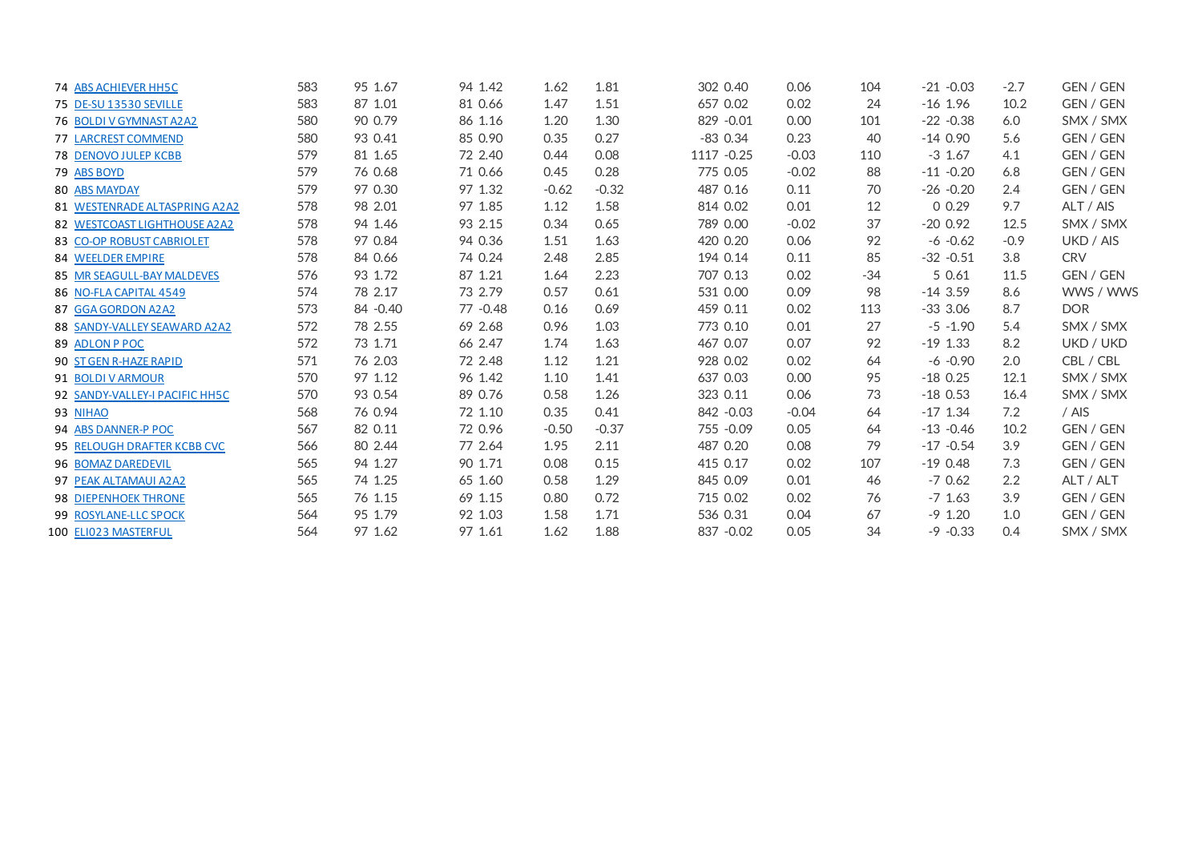| | | | | | | | | | | | | | | | | |
|---|---|---|---|---|---|---|---|---|---|---|---|---|---|---|---|---|
| 74 | ABS ACHIEVER HH5C | 583 | 95 | 1.67 | 94 | 1.42 | 1.62 | 1.81 | 302 | 0.40 | 0.06 | 104 | -21 | -0.03 | -2.7 | GEN / GEN |
| 75 | DE-SU 13530 SEVILLE | 583 | 87 | 1.01 | 81 | 0.66 | 1.47 | 1.51 | 657 | 0.02 | 0.02 | 24 | -16 | 1.96 | 10.2 | GEN / GEN |
| 76 | BOLDI V GYMNAST A2A2 | 580 | 90 | 0.79 | 86 | 1.16 | 1.20 | 1.30 | 829 | -0.01 | 0.00 | 101 | -22 | -0.38 | 6.0 | SMX / SMX |
| 77 | LARCREST COMMEND | 580 | 93 | 0.41 | 85 | 0.90 | 0.35 | 0.27 | -83 | 0.34 | 0.23 | 40 | -14 | 0.90 | 5.6 | GEN / GEN |
| 78 | DENOVO JULEP KCBB | 579 | 81 | 1.65 | 72 | 2.40 | 0.44 | 0.08 | 1117 | -0.25 | -0.03 | 110 | -3 | 1.67 | 4.1 | GEN / GEN |
| 79 | ABS BOYD | 579 | 76 | 0.68 | 71 | 0.66 | 0.45 | 0.28 | 775 | 0.05 | -0.02 | 88 | -11 | -0.20 | 6.8 | GEN / GEN |
| 80 | ABS MAYDAY | 579 | 97 | 0.30 | 97 | 1.32 | -0.62 | -0.32 | 487 | 0.16 | 0.11 | 70 | -26 | -0.20 | 2.4 | GEN / GEN |
| 81 | WESTENRADE ALTASPRING A2A2 | 578 | 98 | 2.01 | 97 | 1.85 | 1.12 | 1.58 | 814 | 0.02 | 0.01 | 12 | 0 | 0.29 | 9.7 | ALT / AIS |
| 82 | WESTCOAST LIGHTHOUSE A2A2 | 578 | 94 | 1.46 | 93 | 2.15 | 0.34 | 0.65 | 789 | 0.00 | -0.02 | 37 | -20 | 0.92 | 12.5 | SMX / SMX |
| 83 | CO-OP ROBUST CABRIOLET | 578 | 97 | 0.84 | 94 | 0.36 | 1.51 | 1.63 | 420 | 0.20 | 0.06 | 92 | -6 | -0.62 | -0.9 | UKD / AIS |
| 84 | WEELDER EMPIRE | 578 | 84 | 0.66 | 74 | 0.24 | 2.48 | 2.85 | 194 | 0.14 | 0.11 | 85 | -32 | -0.51 | 3.8 | CRV |
| 85 | MR SEAGULL-BAY MALDEVES | 576 | 93 | 1.72 | 87 | 1.21 | 1.64 | 2.23 | 707 | 0.13 | 0.02 | -34 | 5 | 0.61 | 11.5 | GEN / GEN |
| 86 | NO-FLA CAPITAL 4549 | 574 | 78 | 2.17 | 73 | 2.79 | 0.57 | 0.61 | 531 | 0.00 | 0.09 | 98 | -14 | 3.59 | 8.6 | WWS / WWS |
| 87 | GGA GORDON A2A2 | 573 | 84 | -0.40 | 77 | -0.48 | 0.16 | 0.69 | 459 | 0.11 | 0.02 | 113 | -33 | 3.06 | 8.7 | DOR |
| 88 | SANDY-VALLEY SEAWARD A2A2 | 572 | 78 | 2.55 | 69 | 2.68 | 0.96 | 1.03 | 773 | 0.10 | 0.01 | 27 | -5 | -1.90 | 5.4 | SMX / SMX |
| 89 | ADLON P POC | 572 | 73 | 1.71 | 66 | 2.47 | 1.74 | 1.63 | 467 | 0.07 | 0.07 | 92 | -19 | 1.33 | 8.2 | UKD / UKD |
| 90 | ST GEN R-HAZE RAPID | 571 | 76 | 2.03 | 72 | 2.48 | 1.12 | 1.21 | 928 | 0.02 | 0.02 | 64 | -6 | -0.90 | 2.0 | CBL / CBL |
| 91 | BOLDI V ARMOUR | 570 | 97 | 1.12 | 96 | 1.42 | 1.10 | 1.41 | 637 | 0.03 | 0.00 | 95 | -18 | 0.25 | 12.1 | SMX / SMX |
| 92 | SANDY-VALLEY-I PACIFIC HH5C | 570 | 93 | 0.54 | 89 | 0.76 | 0.58 | 1.26 | 323 | 0.11 | 0.06 | 73 | -18 | 0.53 | 16.4 | SMX / SMX |
| 93 | NIHAO | 568 | 76 | 0.94 | 72 | 1.10 | 0.35 | 0.41 | 842 | -0.03 | -0.04 | 64 | -17 | 1.34 | 7.2 | / AIS |
| 94 | ABS DANNER-P POC | 567 | 82 | 0.11 | 72 | 0.96 | -0.50 | -0.37 | 755 | -0.09 | 0.05 | 64 | -13 | -0.46 | 10.2 | GEN / GEN |
| 95 | RELOUGH DRAFTER KCBB CVC | 566 | 80 | 2.44 | 77 | 2.64 | 1.95 | 2.11 | 487 | 0.20 | 0.08 | 79 | -17 | -0.54 | 3.9 | GEN / GEN |
| 96 | BOMAZ DAREDEVIL | 565 | 94 | 1.27 | 90 | 1.71 | 0.08 | 0.15 | 415 | 0.17 | 0.02 | 107 | -19 | 0.48 | 7.3 | GEN / GEN |
| 97 | PEAK ALTAMAUI A2A2 | 565 | 74 | 1.25 | 65 | 1.60 | 0.58 | 1.29 | 845 | 0.09 | 0.01 | 46 | -7 | 0.62 | 2.2 | ALT / ALT |
| 98 | DIEPENHOEK THRONE | 565 | 76 | 1.15 | 69 | 1.15 | 0.80 | 0.72 | 715 | 0.02 | 0.02 | 76 | -7 | 1.63 | 3.9 | GEN / GEN |
| 99 | ROSYLANE-LLC SPOCK | 564 | 95 | 1.79 | 92 | 1.03 | 1.58 | 1.71 | 536 | 0.31 | 0.04 | 67 | -9 | 1.20 | 1.0 | GEN / GEN |
| 100 | ELI023 MASTERFUL | 564 | 97 | 1.62 | 97 | 1.61 | 1.62 | 1.88 | 837 | -0.02 | 0.05 | 34 | -9 | -0.33 | 0.4 | SMX / SMX |